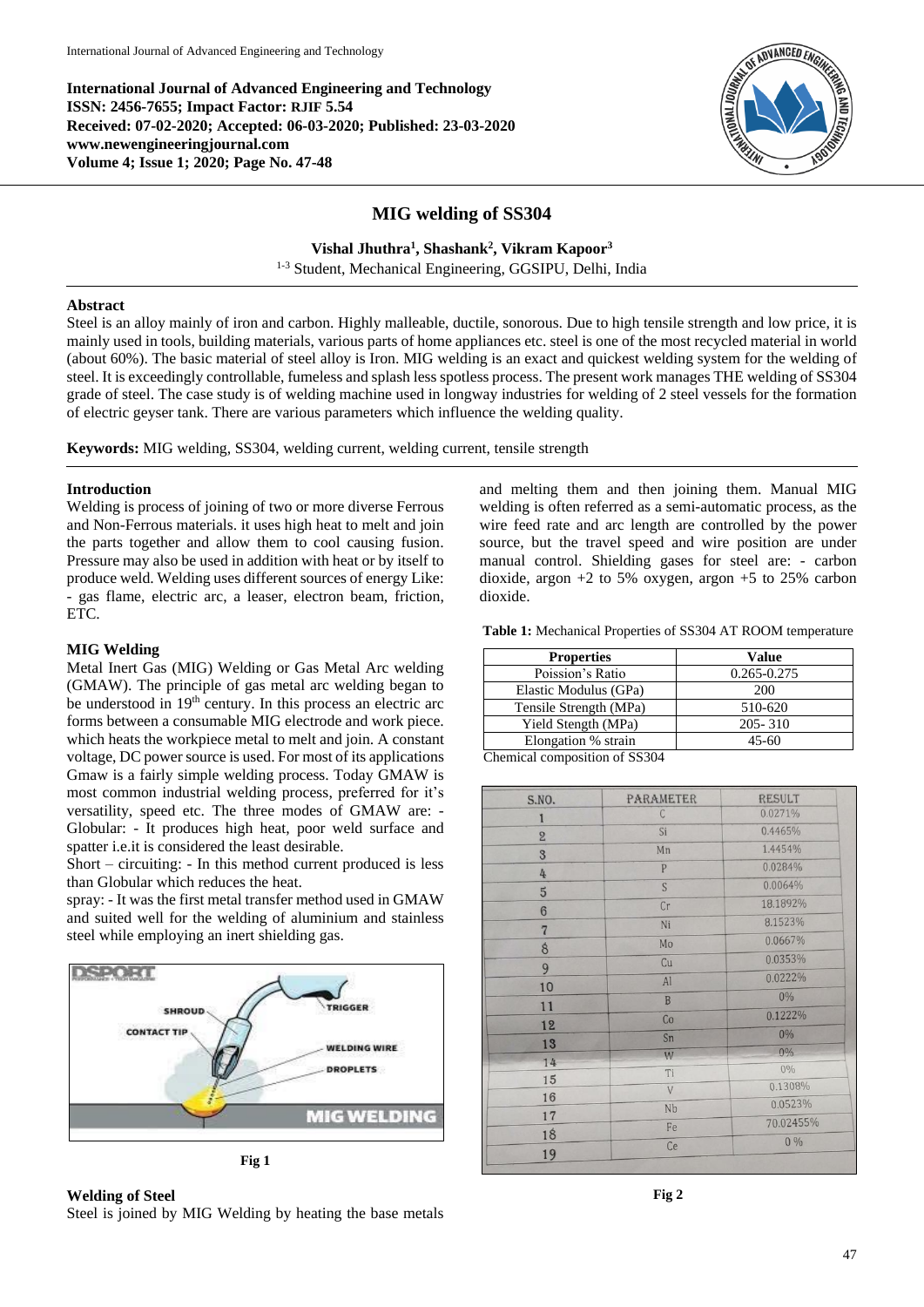International Journal of Advanced Engineering and Technology
ISSN: 2456-7655; Impact Factor: RJIF 5.54
Received: 07-02-2020; Accepted: 06-03-2020; Published: 23-03-2020
www.newengineeringjournal.com
Volume 4; Issue 1; 2020; Page No. 47-48

# MIG welding of SS304

**Vishal Jhuthra[1], Shashank[2], Vikram Kapoor[3]**

[1-3] Student, Mechanical Engineering, GGSIPU, Delhi, India

## Abstract

Steel is an alloy mainly of iron and carbon. Highly malleable, ductile, sonorous. Due to high tensile strength and low price, it is mainly used in tools, building materials, various parts of home appliances etc. steel is one of the most recycled material in world (about 60%). The basic material of steel alloy is Iron. MIG welding is an exact and quickest welding system for the welding of steel. It is exceedingly controllable, fumeless and splash less spotless process. The present work manages THE welding of SS304 grade of steel. The case study is of welding machine used in longway industries for welding of 2 steel vessels for the formation of electric geyser tank. There are various parameters which influence the welding quality.

**Keywords:** MIG welding, SS304, welding current, welding current, tensile strength

## Introduction

Welding is process of joining of two or more diverse Ferrous and Non-Ferrous materials. it uses high heat to melt and join the parts together and allow them to cool causing fusion. Pressure may also be used in addition with heat or by itself to produce weld. Welding uses different sources of energy Like: - gas flame, electric arc, a leaser, electron beam, friction, ETC.

## MIG Welding

Metal Inert Gas (MIG) Welding or Gas Metal Arc welding (GMAW). The principle of gas metal arc welding began to be understood in 19th century. In this process an electric arc forms between a consumable MIG electrode and work piece. which heats the workpiece metal to melt and join. A constant voltage, DC power source is used. For most of its applications Gmaw is a fairly simple welding process. Today GMAW is most common industrial welding process, preferred for it's versatility, speed etc. The three modes of GMAW are: - Globular: - It produces high heat, poor weld surface and spatter i.e.it is considered the least desirable.

Short – circuiting: - In this method current produced is less than Globular which reduces the heat.

spray: - It was the first metal transfer method used in GMAW and suited well for the welding of aluminium and stainless steel while employing an inert shielding gas.

Fig 1

## Welding of Steel

Steel is joined by MIG Welding by heating the base metals and melting them and then joining them. Manual MIG welding is often referred as a semi-automatic process, as the wire feed rate and arc length are controlled by the power source, but the travel speed and wire position are under manual control. Shielding gases for steel are: - carbon dioxide, argon +2 to 5% oxygen, argon +5 to 25% carbon dioxide.

**Table 1:** Mechanical Properties of SS304 AT ROOM temperature

| Properties | Value |
|---|---|
| Poission's Ratio | 0.265-0.275 |
| Elastic Modulus (GPa) | 200 |
| Tensile Strength (MPa) | 510-620 |
| Yield Stength (MPa) | 205- 310 |
| Elongation % strain | 45-60 |

Chemical composition of SS304

| S.NO. | PARAMETER | RESULT |
|---|---|---|
| 1 | C | 0.0271% |
| 2 | Si | 0.4465% |
| 3 | Mn | 1.4454% |
| 4 | P | 0.0284% |
| 5 | S | 0.0064% |
| 6 | Cr | 18.1892% |
| 7 | Ni | 8.1523% |
| 8 | Mo | 0.0667% |
| 9 | Cu | 0.0353% |
| 10 | Al | 0.0222% |
| 11 | B | 0% |
| 12 | Co | 0.1222% |
| 13 | Sn | 0% |
| 14 | W | 0% |
| 15 | Ti | 0% |
| 16 | V | 0.1308% |
| 17 | Nb | 0.0523% |
| 18 | Fe | 70.02455% |
| 19 | Ce | 0 % |

Fig 2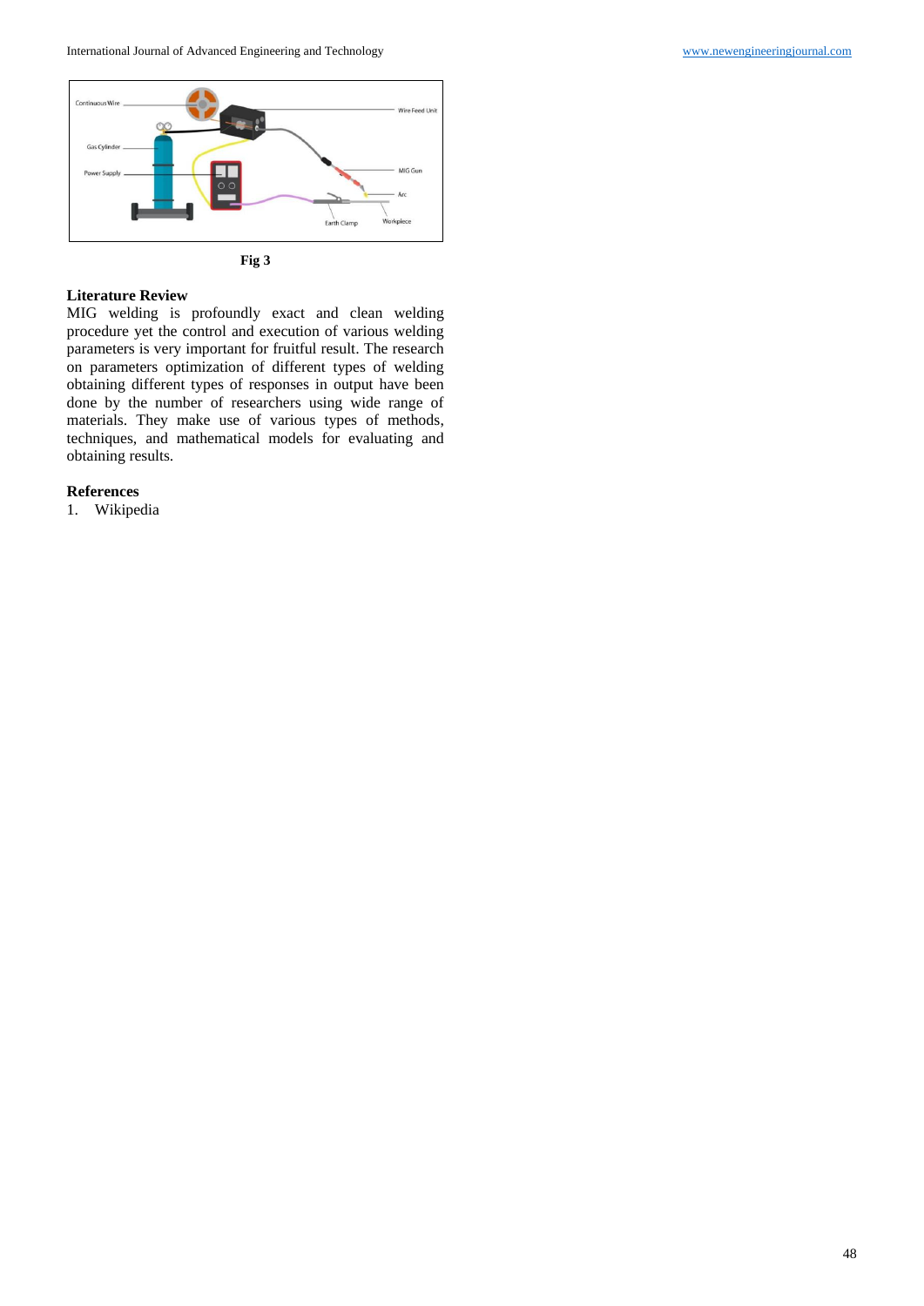Continuous Wire

Gas Cylinder

Power Supply

Wire Feed Unit

MIG Gun

Arc

Earth Clamp

Workpiece

**Fig 3**

## Literature Review

MIG welding is profoundly exact and clean welding procedure yet the control and execution of various welding parameters is very important for fruitful result. The research on parameters optimization of different types of welding obtaining different types of responses in output have been done by the number of researchers using wide range of materials. They make use of various types of methods, techniques, and mathematical models for evaluating and obtaining results.

## References

1. Wikipedia